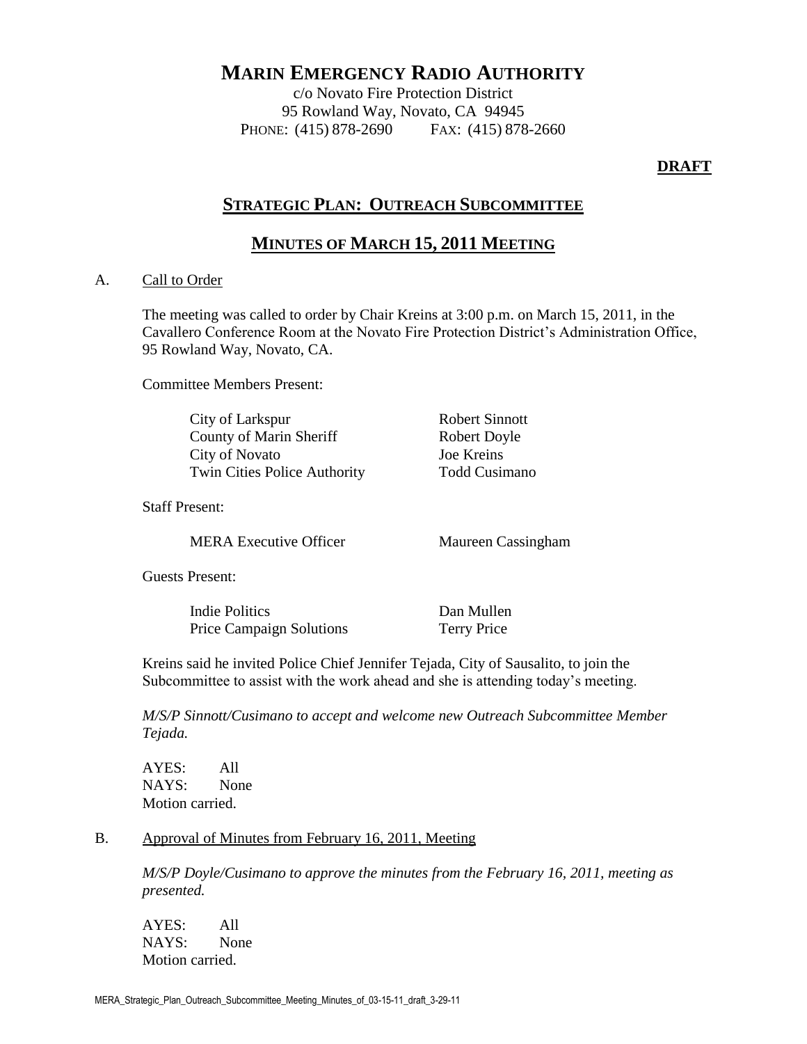# MARIN EMERGENCY RADIO AUTHORITY

c/o Novato Fire Protection District
95 Rowland Way, Novato, CA 94945
PHONE: (415) 878-2690 FAX: (415) 878-2660

**DRAFT**

## STRATEGIC PLAN: OUTREACH SUBCOMMITTEE

## MINUTES OF MARCH 15, 2011 MEETING

A. Call to Order

The meeting was called to order by Chair Kreins at 3:00 p.m. on March 15, 2011, in the Cavallero Conference Room at the Novato Fire Protection District's Administration Office, 95 Rowland Way, Novato, CA.

Committee Members Present:

| | |
|---|---|
| City of Larkspur | Robert Sinnott |
| County of Marin Sheriff | Robert Doyle |
| City of Novato | Joe Kreins |
| Twin Cities Police Authority | Todd Cusimano |

Staff Present:

| | |
|---|---|
| MERA Executive Officer | Maureen Cassingham |

Guests Present:

| | |
|---|---|
| Indie Politics | Dan Mullen |
| Price Campaign Solutions | Terry Price |

Kreins said he invited Police Chief Jennifer Tejada, City of Sausalito, to join the Subcommittee to assist with the work ahead and she is attending today's meeting.

*M/S/P Sinnott/Cusimano to accept and welcome new Outreach Subcommittee Member Tejada.*

AYES: All
NAYS: None
Motion carried.

B. Approval of Minutes from February 16, 2011, Meeting

*M/S/P Doyle/Cusimano to approve the minutes from the February 16, 2011, meeting as presented.*

AYES: All
NAYS: None
Motion carried.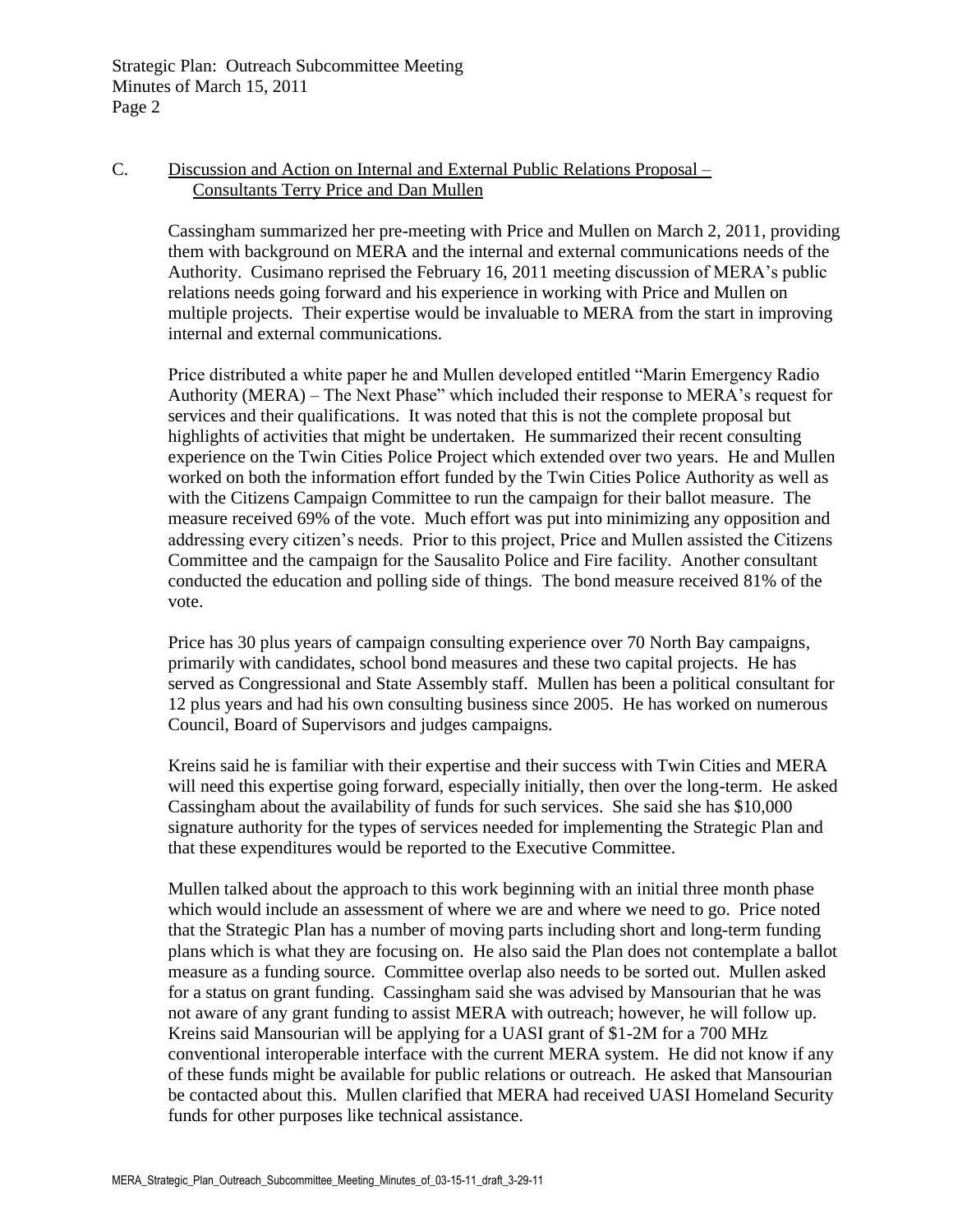## C. Discussion and Action on Internal and External Public Relations Proposal – Consultants Terry Price and Dan Mullen

Cassingham summarized her pre-meeting with Price and Mullen on March 2, 2011, providing them with background on MERA and the internal and external communications needs of the Authority. Cusimano reprised the February 16, 2011 meeting discussion of MERA's public relations needs going forward and his experience in working with Price and Mullen on multiple projects. Their expertise would be invaluable to MERA from the start in improving internal and external communications.

Price distributed a white paper he and Mullen developed entitled "Marin Emergency Radio Authority (MERA) – The Next Phase" which included their response to MERA's request for services and their qualifications. It was noted that this is not the complete proposal but highlights of activities that might be undertaken. He summarized their recent consulting experience on the Twin Cities Police Project which extended over two years. He and Mullen worked on both the information effort funded by the Twin Cities Police Authority as well as with the Citizens Campaign Committee to run the campaign for their ballot measure. The measure received 69% of the vote. Much effort was put into minimizing any opposition and addressing every citizen's needs. Prior to this project, Price and Mullen assisted the Citizens Committee and the campaign for the Sausalito Police and Fire facility. Another consultant conducted the education and polling side of things. The bond measure received 81% of the vote.

Price has 30 plus years of campaign consulting experience over 70 North Bay campaigns, primarily with candidates, school bond measures and these two capital projects. He has served as Congressional and State Assembly staff. Mullen has been a political consultant for 12 plus years and had his own consulting business since 2005. He has worked on numerous Council, Board of Supervisors and judges campaigns.

Kreins said he is familiar with their expertise and their success with Twin Cities and MERA will need this expertise going forward, especially initially, then over the long-term. He asked Cassingham about the availability of funds for such services. She said she has $10,000 signature authority for the types of services needed for implementing the Strategic Plan and that these expenditures would be reported to the Executive Committee.

Mullen talked about the approach to this work beginning with an initial three month phase which would include an assessment of where we are and where we need to go. Price noted that the Strategic Plan has a number of moving parts including short and long-term funding plans which is what they are focusing on. He also said the Plan does not contemplate a ballot measure as a funding source. Committee overlap also needs to be sorted out. Mullen asked for a status on grant funding. Cassingham said she was advised by Mansourian that he was not aware of any grant funding to assist MERA with outreach; however, he will follow up. Kreins said Mansourian will be applying for a UASI grant of $1-2M for a 700 MHz conventional interoperable interface with the current MERA system. He did not know if any of these funds might be available for public relations or outreach. He asked that Mansourian be contacted about this. Mullen clarified that MERA had received UASI Homeland Security funds for other purposes like technical assistance.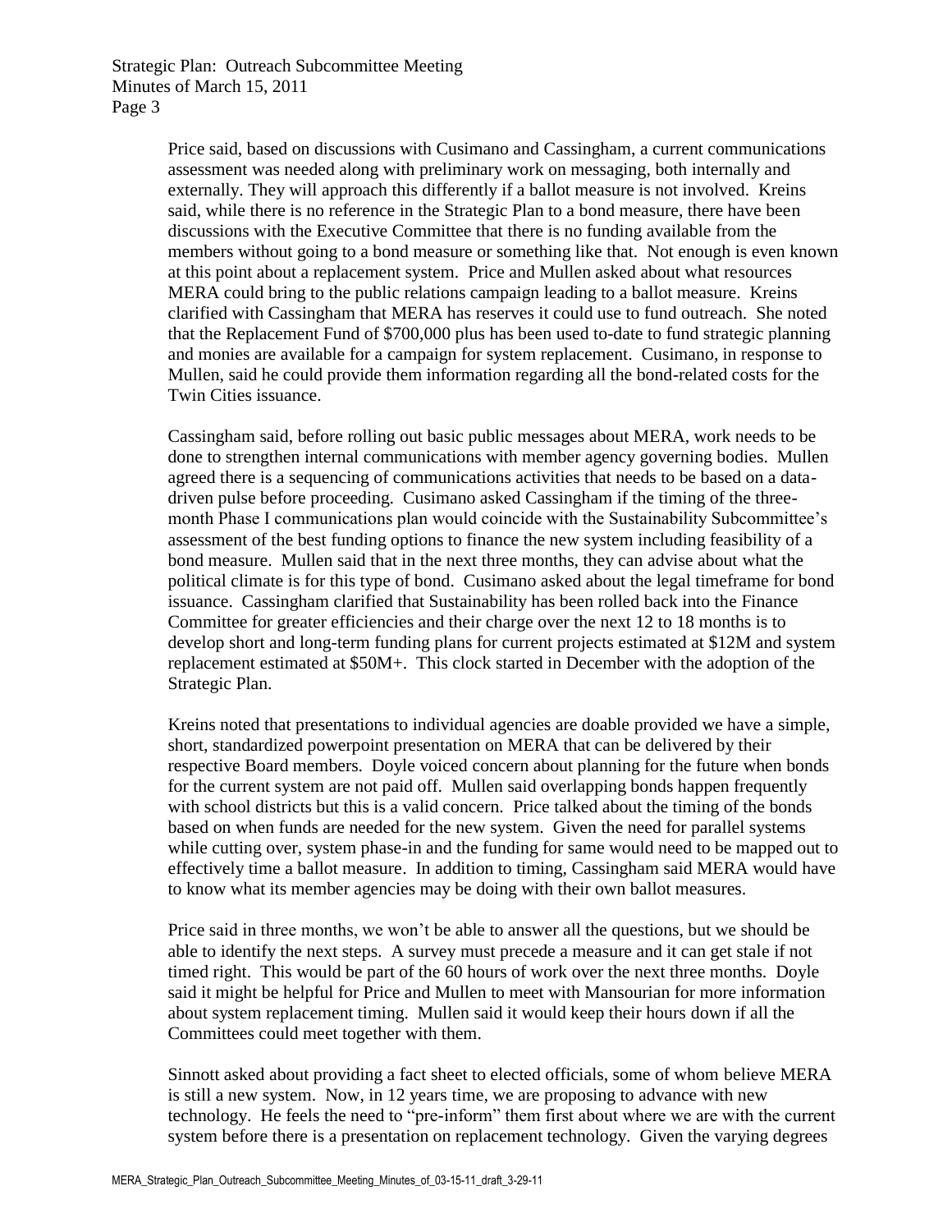Price said, based on discussions with Cusimano and Cassingham, a current communications assessment was needed along with preliminary work on messaging, both internally and externally. They will approach this differently if a ballot measure is not involved. Kreins said, while there is no reference in the Strategic Plan to a bond measure, there have been discussions with the Executive Committee that there is no funding available from the members without going to a bond measure or something like that. Not enough is even known at this point about a replacement system. Price and Mullen asked about what resources MERA could bring to the public relations campaign leading to a ballot measure. Kreins clarified with Cassingham that MERA has reserves it could use to fund outreach. She noted that the Replacement Fund of $700,000 plus has been used to-date to fund strategic planning and monies are available for a campaign for system replacement. Cusimano, in response to Mullen, said he could provide them information regarding all the bond-related costs for the Twin Cities issuance.

Cassingham said, before rolling out basic public messages about MERA, work needs to be done to strengthen internal communications with member agency governing bodies. Mullen agreed there is a sequencing of communications activities that needs to be based on a data-driven pulse before proceeding. Cusimano asked Cassingham if the timing of the three-month Phase I communications plan would coincide with the Sustainability Subcommittee's assessment of the best funding options to finance the new system including feasibility of a bond measure. Mullen said that in the next three months, they can advise about what the political climate is for this type of bond. Cusimano asked about the legal timeframe for bond issuance. Cassingham clarified that Sustainability has been rolled back into the Finance Committee for greater efficiencies and their charge over the next 12 to 18 months is to develop short and long-term funding plans for current projects estimated at $12M and system replacement estimated at $50M+. This clock started in December with the adoption of the Strategic Plan.

Kreins noted that presentations to individual agencies are doable provided we have a simple, short, standardized powerpoint presentation on MERA that can be delivered by their respective Board members. Doyle voiced concern about planning for the future when bonds for the current system are not paid off. Mullen said overlapping bonds happen frequently with school districts but this is a valid concern. Price talked about the timing of the bonds based on when funds are needed for the new system. Given the need for parallel systems while cutting over, system phase-in and the funding for same would need to be mapped out to effectively time a ballot measure. In addition to timing, Cassingham said MERA would have to know what its member agencies may be doing with their own ballot measures.

Price said in three months, we won't be able to answer all the questions, but we should be able to identify the next steps. A survey must precede a measure and it can get stale if not timed right. This would be part of the 60 hours of work over the next three months. Doyle said it might be helpful for Price and Mullen to meet with Mansourian for more information about system replacement timing. Mullen said it would keep their hours down if all the Committees could meet together with them.

Sinnott asked about providing a fact sheet to elected officials, some of whom believe MERA is still a new system. Now, in 12 years time, we are proposing to advance with new technology. He feels the need to "pre-inform" them first about where we are with the current system before there is a presentation on replacement technology. Given the varying degrees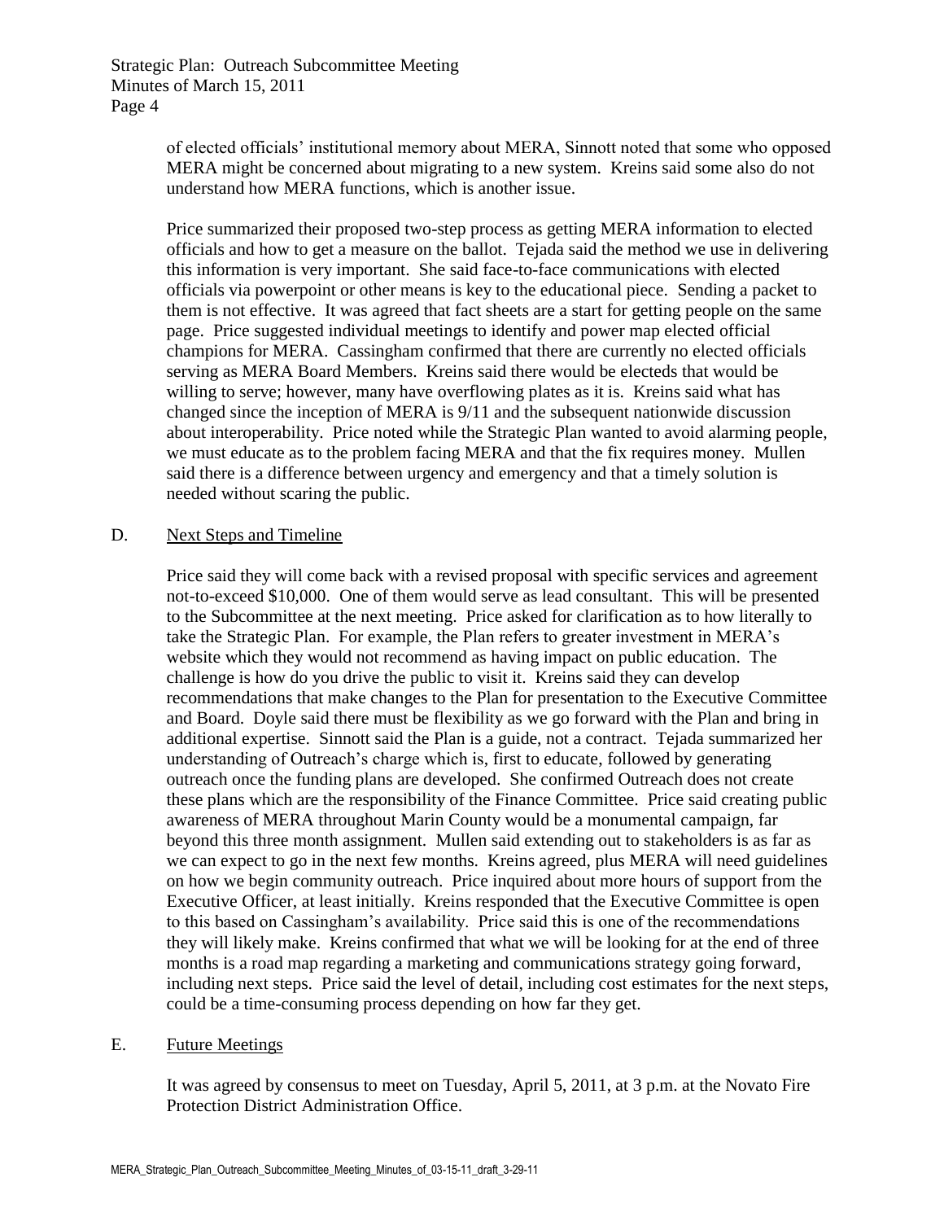of elected officials' institutional memory about MERA, Sinnott noted that some who opposed MERA might be concerned about migrating to a new system. Kreins said some also do not understand how MERA functions, which is another issue.

Price summarized their proposed two-step process as getting MERA information to elected officials and how to get a measure on the ballot. Tejada said the method we use in delivering this information is very important. She said face-to-face communications with elected officials via powerpoint or other means is key to the educational piece. Sending a packet to them is not effective. It was agreed that fact sheets are a start for getting people on the same page. Price suggested individual meetings to identify and power map elected official champions for MERA. Cassingham confirmed that there are currently no elected officials serving as MERA Board Members. Kreins said there would be electeds that would be willing to serve; however, many have overflowing plates as it is. Kreins said what has changed since the inception of MERA is 9/11 and the subsequent nationwide discussion about interoperability. Price noted while the Strategic Plan wanted to avoid alarming people, we must educate as to the problem facing MERA and that the fix requires money. Mullen said there is a difference between urgency and emergency and that a timely solution is needed without scaring the public.

D. Next Steps and Timeline

Price said they will come back with a revised proposal with specific services and agreement not-to-exceed $10,000. One of them would serve as lead consultant. This will be presented to the Subcommittee at the next meeting. Price asked for clarification as to how literally to take the Strategic Plan. For example, the Plan refers to greater investment in MERA's website which they would not recommend as having impact on public education. The challenge is how do you drive the public to visit it. Kreins said they can develop recommendations that make changes to the Plan for presentation to the Executive Committee and Board. Doyle said there must be flexibility as we go forward with the Plan and bring in additional expertise. Sinnott said the Plan is a guide, not a contract. Tejada summarized her understanding of Outreach's charge which is, first to educate, followed by generating outreach once the funding plans are developed. She confirmed Outreach does not create these plans which are the responsibility of the Finance Committee. Price said creating public awareness of MERA throughout Marin County would be a monumental campaign, far beyond this three month assignment. Mullen said extending out to stakeholders is as far as we can expect to go in the next few months. Kreins agreed, plus MERA will need guidelines on how we begin community outreach. Price inquired about more hours of support from the Executive Officer, at least initially. Kreins responded that the Executive Committee is open to this based on Cassingham's availability. Price said this is one of the recommendations they will likely make. Kreins confirmed that what we will be looking for at the end of three months is a road map regarding a marketing and communications strategy going forward, including next steps. Price said the level of detail, including cost estimates for the next steps, could be a time-consuming process depending on how far they get.

E. Future Meetings

It was agreed by consensus to meet on Tuesday, April 5, 2011, at 3 p.m. at the Novato Fire Protection District Administration Office.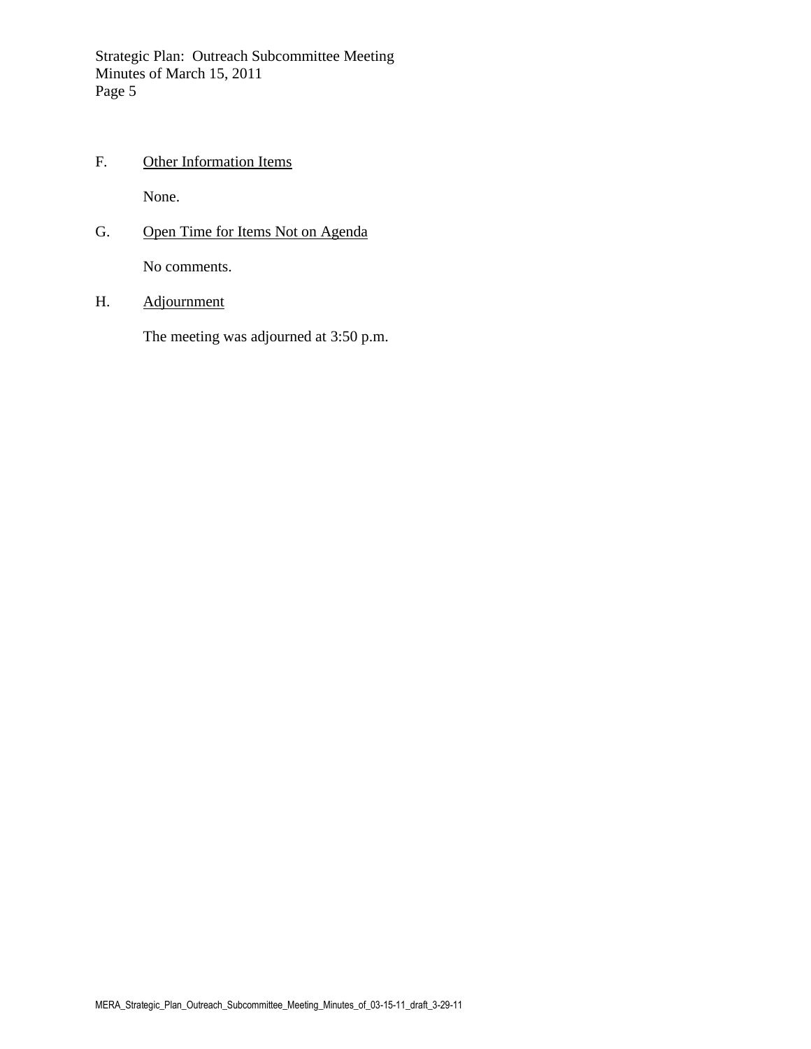F. Other Information Items

None.

G. Open Time for Items Not on Agenda

No comments.

H. Adjournment

The meeting was adjourned at 3:50 p.m.